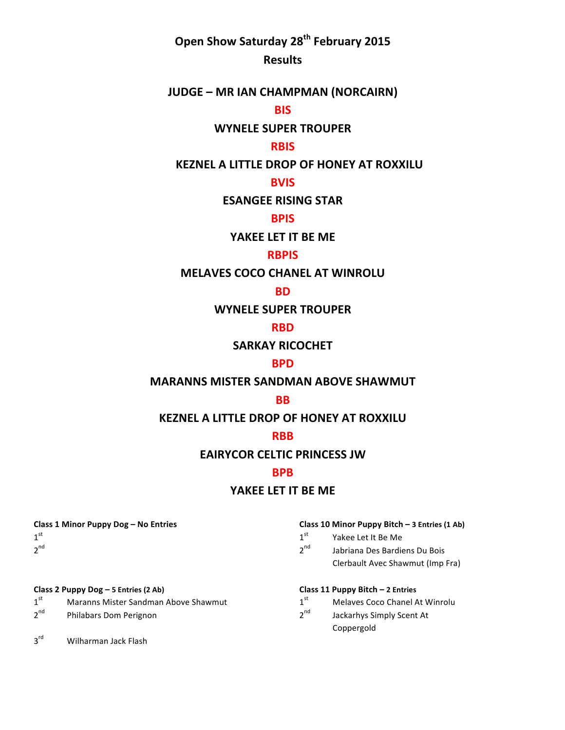# Open Show Saturday 28th February 2015

## Results

### JUDGE – MR IAN CHAMPMAN (NORCAIRN)

**BIS**

**WYNELE SUPER TROUPER**

**RBIS**

**KEZNEL A LITTLE DROP OF HONEY AT ROXXILU**

**BVIS**

**ESANGEE RISING STAR**

**BPIS**

**YAKEE LET IT BE ME**

**RBPIS**

**MELAVES COCO CHANEL AT WINROLU**

**BD**

**WYNELE SUPER TROUPER**

**RBD**

**SARKAY RICOCHET**

**BPD**

**MARANNS MISTER SANDMAN ABOVE SHAWMUT**

**BB**

**KEZNEL A LITTLE DROP OF HONEY AT ROXXILU**

**RBB**

**EAIRYCOR CELTIC PRINCESS JW**

**BPB**

**YAKEE LET IT BE ME**

**Class 1 Minor Puppy Dog – No Entries**

1st

2nd

**Class 2 Puppy Dog – 5 Entries (2 Ab)**

1st Maranns Mister Sandman Above Shawmut

2nd Philabars Dom Perignon

3rd Wilharman Jack Flash

**Class 10 Minor Puppy Bitch – 3 Entries (1 Ab)**

1st Yakee Let It Be Me

2nd Jabriana Des Bardiens Du Bois Clerbault Avec Shawmut (Imp Fra)

**Class 11 Puppy Bitch – 2 Entries**

1st Melaves Coco Chanel At Winrolu

2nd Jackarhys Simply Scent At Coppergold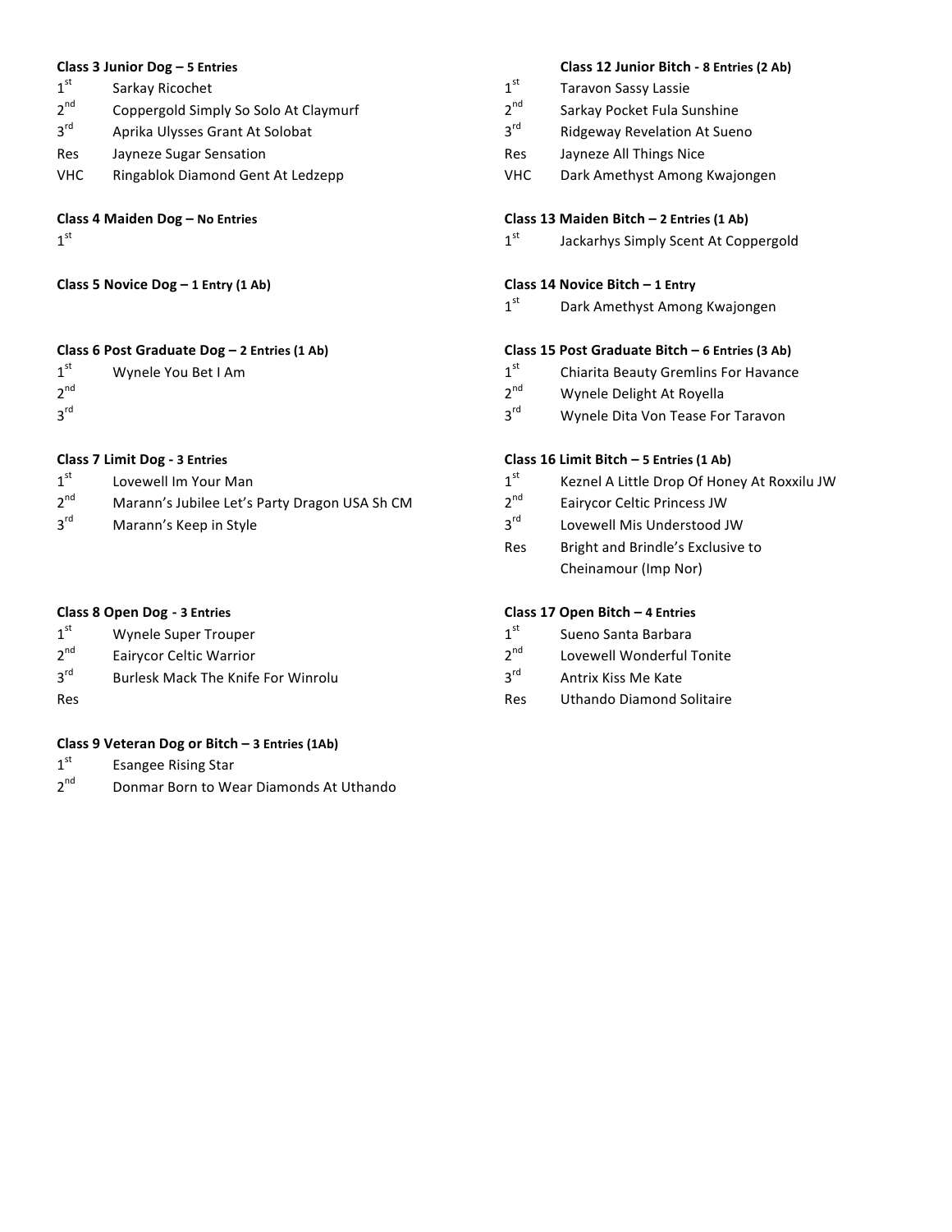**Class 3 Junior Dog – 5 Entries**

| | |
|---|---|
| 1st | Sarkay Ricochet |
| 2nd | Coppergold Simply So Solo At Claymurf |
| 3rd | Aprika Ulysses Grant At Solobat |
| Res | Jayneze Sugar Sensation |
| VHC | Ringablok Diamond Gent At Ledzepp |

**Class 4 Maiden Dog – No Entries**

1st

**Class 5 Novice Dog – 1 Entry (1 Ab)**

**Class 6 Post Graduate Dog – 2 Entries (1 Ab)**

| | |
|---|---|
| 1st | Wynele You Bet I Am |
| 2nd | |
| 3rd | |

**Class 7 Limit Dog - 3 Entries**

| | |
|---|---|
| 1st | Lovewell Im Your Man |
| 2nd | Marann's Jubilee Let's Party Dragon USA Sh CM |
| 3rd | Marann's Keep in Style |

**Class 8 Open Dog - 3 Entries**

| | |
|---|---|
| 1st | Wynele Super Trouper |
| 2nd | Eairycor Celtic Warrior |
| 3rd | Burlesk Mack The Knife For Winrolu |
| Res | |

**Class 9 Veteran Dog or Bitch – 3 Entries (1Ab)**

| | |
|---|---|
| 1st | Esangee Rising Star |
| 2nd | Donmar Born to Wear Diamonds At Uthando |

**Class 12 Junior Bitch - 8 Entries (2 Ab)**

| | |
|---|---|
| 1st | Taravon Sassy Lassie |
| 2nd | Sarkay Pocket Fula Sunshine |
| 3rd | Ridgeway Revelation At Sueno |
| Res | Jayneze All Things Nice |
| VHC | Dark Amethyst Among Kwajongen |

**Class 13 Maiden Bitch – 2 Entries (1 Ab)**

| | |
|---|---|
| 1st | Jackarhys Simply Scent At Coppergold |

**Class 14 Novice Bitch – 1 Entry**

| | |
|---|---|
| 1st | Dark Amethyst Among Kwajongen |

**Class 15 Post Graduate Bitch – 6 Entries (3 Ab)**

| | |
|---|---|
| 1st | Chiarita Beauty Gremlins For Havance |
| 2nd | Wynele Delight At Royella |
| 3rd | Wynele Dita Von Tease For Taravon |

**Class 16 Limit Bitch – 5 Entries (1 Ab)**

| | |
|---|---|
| 1st | Keznel A Little Drop Of Honey At Roxxilu JW |
| 2nd | Eairycor Celtic Princess JW |
| 3rd | Lovewell Mis Understood JW |
| Res | Bright and Brindle's Exclusive to Cheinamour (Imp Nor) |

**Class 17 Open Bitch – 4 Entries**

| | |
|---|---|
| 1st | Sueno Santa Barbara |
| 2nd | Lovewell Wonderful Tonite |
| 3rd | Antrix Kiss Me Kate |
| Res | Uthando Diamond Solitaire |